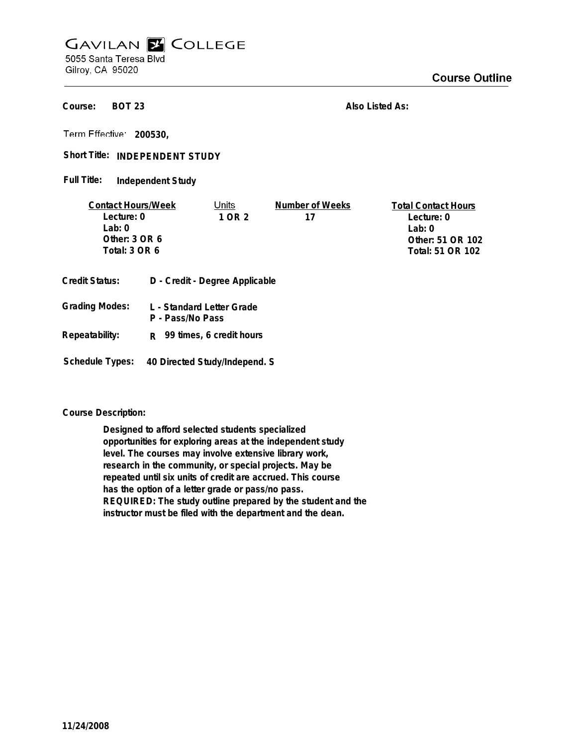# GAVILAN COLLEGE

5055 Santa Teresa Blvd
Gilroy, CA 95020

## Course Outline

**Course:** BOT 23

**Also Listed As:**

**Term Effective:** 200530,

**Short Title:** INDEPENDENT STUDY

**Full Title:** Independent Study

| Contact Hours/Week | Units | Number of Weeks | Total Contact Hours |
|---|---|---|---|
| Lecture: 0 | 1 OR 2 | 17 | Lecture: 0 |
| Lab: 0 | | | Lab: 0 |
| Other: 3 OR 6 | | | Other: 51 OR 102 |
| Total: 3 OR 6 | | | Total: 51 OR 102 |

**Credit Status:** D - Credit - Degree Applicable

**Grading Modes:** L - Standard Letter Grade
P - Pass/No Pass

**Repeatability:** R 99 times, 6 credit hours

**Schedule Types:** 40 Directed Study/Independ. S

**Course Description:**

Designed to afford selected students specialized opportunities for exploring areas at the independent study level. The courses may involve extensive library work, research in the community, or special projects. May be repeated until six units of credit are accrued. This course has the option of a letter grade or pass/no pass. REQUIRED: The study outline prepared by the student and the instructor must be filed with the department and the dean.

11/24/2008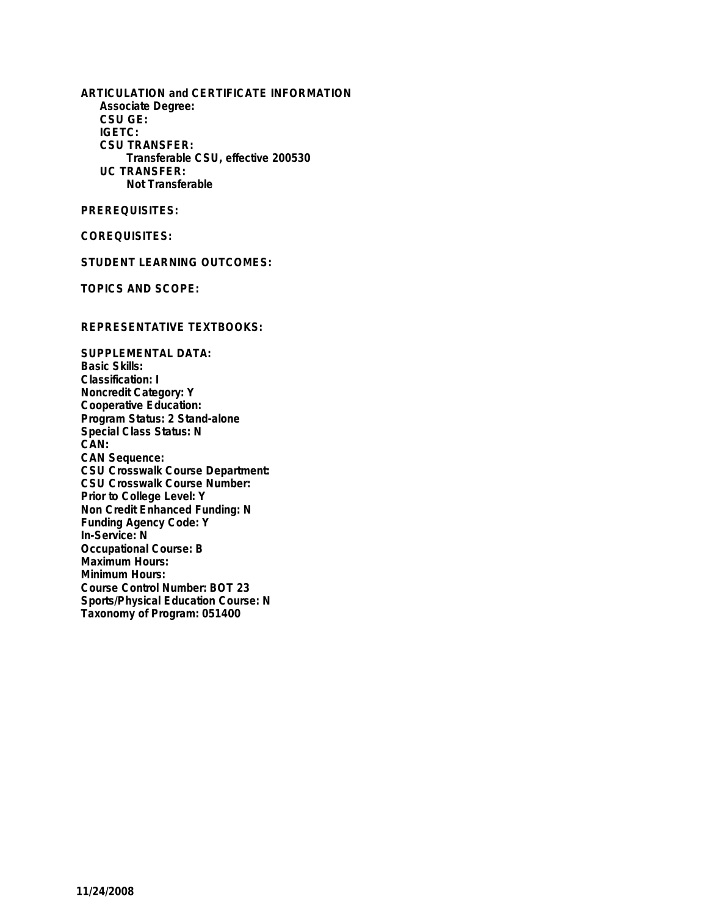**ARTICULATION and CERTIFICATE INFORMATION**

**Associate Degree:**

**CSU GE:**

**IGETC:**

**CSU TRANSFER:**

**Transferable CSU, effective 200530**

**UC TRANSFER:**

**Not Transferable**

**PREREQUISITES:**

**COREQUISITES:**

**STUDENT LEARNING OUTCOMES:**

**TOPICS AND SCOPE:**

**REPRESENTATIVE TEXTBOOKS:**

**SUPPLEMENTAL DATA:**
**Basic Skills:**
**Classification: I**
**Noncredit Category: Y**
**Cooperative Education:**
**Program Status: 2 Stand-alone**
**Special Class Status: N**
**CAN:**
**CAN Sequence:**
**CSU Crosswalk Course Department:**
**CSU Crosswalk Course Number:**
**Prior to College Level: Y**
**Non Credit Enhanced Funding: N**
**Funding Agency Code: Y**
**In-Service: N**
**Occupational Course: B**
**Maximum Hours:**
**Minimum Hours:**
**Course Control Number: BOT 23**
**Sports/Physical Education Course: N**
**Taxonomy of Program: 051400**

**11/24/2008**